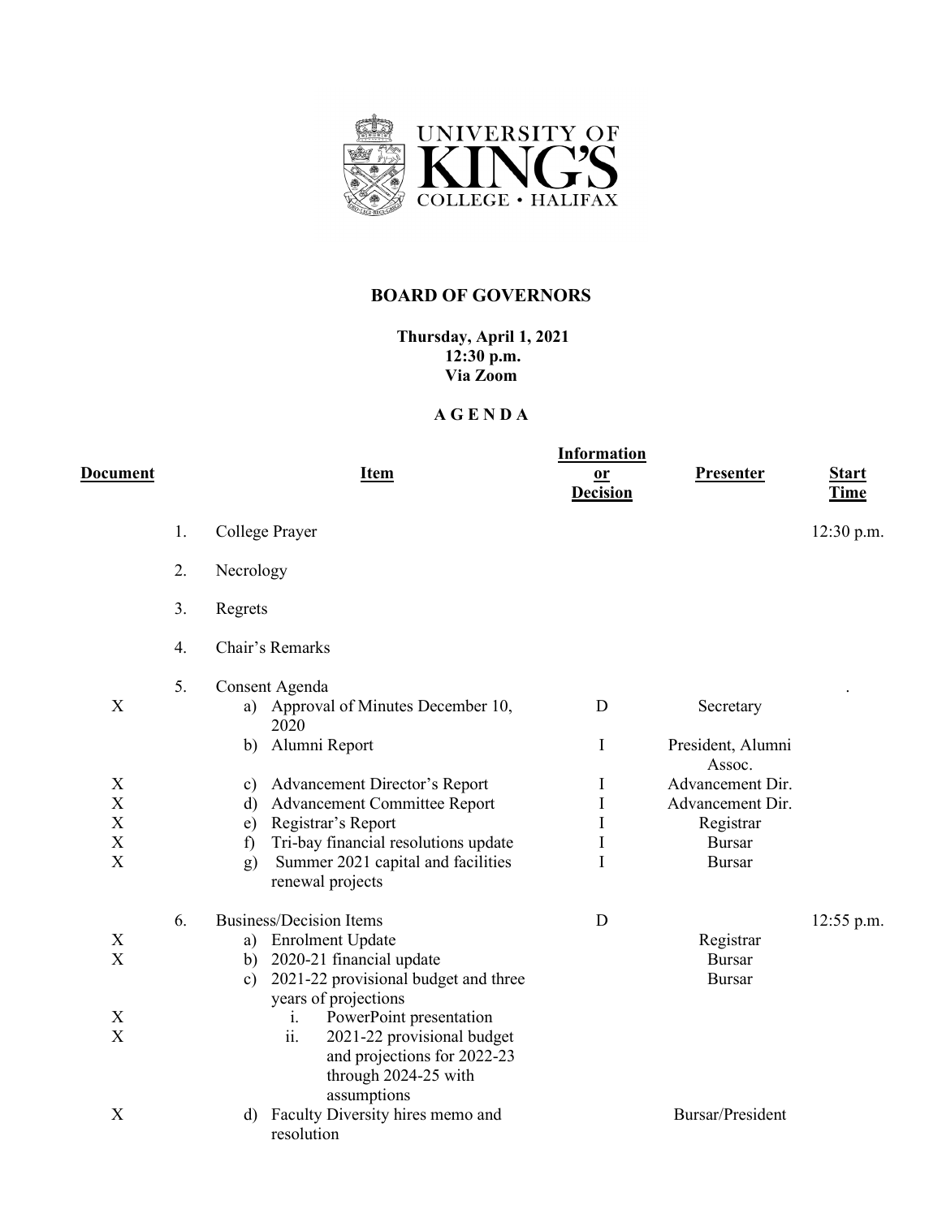UNIVERSITY OF KING'S COLLEGE • HALIFAX

# BOARD OF GOVERNORS

**Thursday, April 1, 2021**
**12:30 p.m.**
**Via Zoom**

## A G E N D A

| Document | | Item | Information or Decision | Presenter | Start Time |
|---|---|---|---|---|---|
| | 1. | College Prayer | | | 12:30 p.m. |
| | 2. | Necrology | | | |
| | 3. | Regrets | | | |
| | 4. | Chair's Remarks | | | |
| | 5. | Consent Agenda | | | . |
| X | | a) Approval of Minutes December 10, 2020 | D | Secretary | |
| | | b) Alumni Report | I | President, Alumni Assoc. | |
| X | | c) Advancement Director's Report | I | Advancement Dir. | |
| X | | d) Advancement Committee Report | I | Advancement Dir. | |
| X | | e) Registrar's Report | I | Registrar | |
| X | | f) Tri-bay financial resolutions update | I | Bursar | |
| X | | g) Summer 2021 capital and facilities renewal projects | I | Bursar | |
| | 6. | Business/Decision Items | D | | 12:55 p.m. |
| X | | a) Enrolment Update | | Registrar | |
| X | | b) 2020-21 financial update | | Bursar | |
| | | c) 2021-22 provisional budget and three years of projections | | Bursar | |
| X | | i. PowerPoint presentation | | | |
| X | | ii. 2021-22 provisional budget and projections for 2022-23 through 2024-25 with assumptions | | | |
| X | | d) Faculty Diversity hires memo and resolution | | Bursar/President | |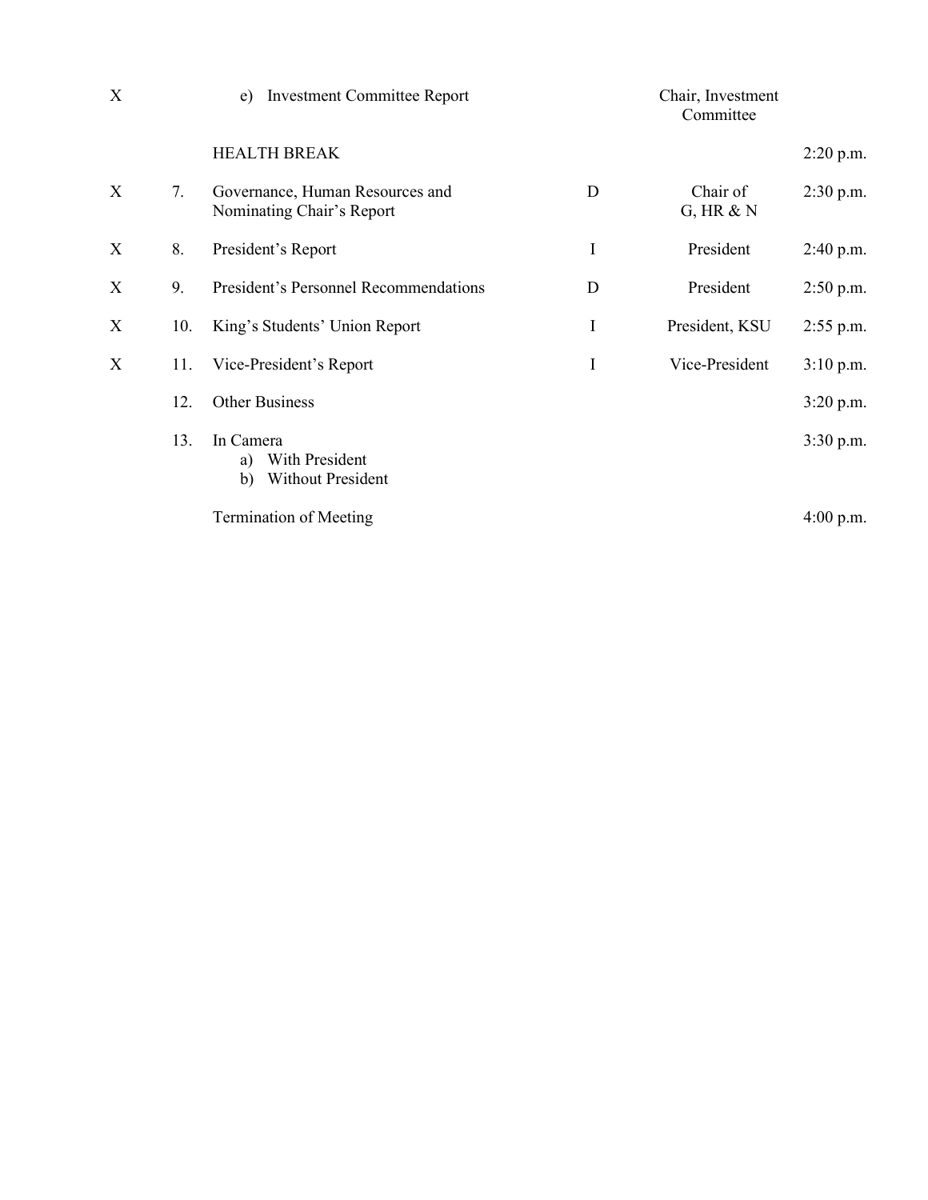| | | | | | |
|---|---|---|---|---|---|
| X | | e) Investment Committee Report | | Chair, Investment Committee | |
| | | HEALTH BREAK | | | 2:20 p.m. |
| X | 7. | Governance, Human Resources and Nominating Chair's Report | D | Chair of G, HR & N | 2:30 p.m. |
| X | 8. | President's Report | I | President | 2:40 p.m. |
| X | 9. | President's Personnel Recommendations | D | President | 2:50 p.m. |
| X | 10. | King's Students' Union Report | I | President, KSU | 2:55 p.m. |
| X | 11. | Vice-President's Report | I | Vice-President | 3:10 p.m. |
| | 12. | Other Business | | | 3:20 p.m. |
| | 13. | In Camera<br>a) With President<br>b) Without President | | | 3:30 p.m. |
| | | Termination of Meeting | | | 4:00 p.m. |